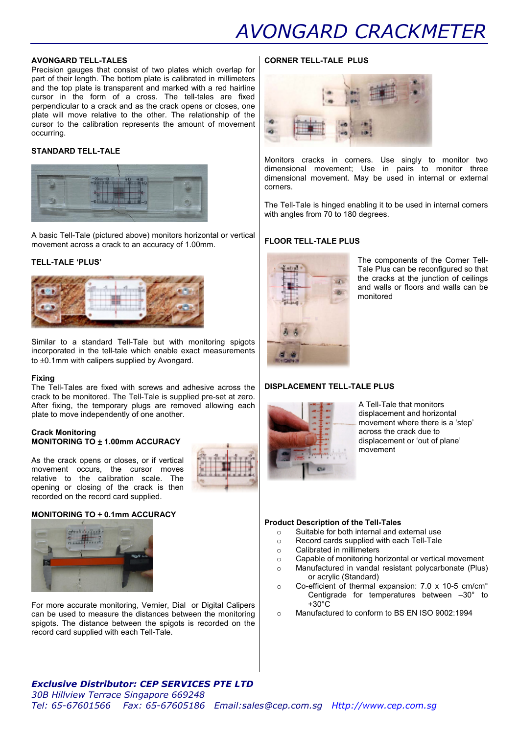# AVONGARD CRACKMETER

**AVONGARD TELL-TALES**

Precision gauges that consist of two plates which overlap for part of their length. The bottom plate is calibrated in millimeters and the top plate is transparent and marked with a red hairline cursor in the form of a cross. The tell-tales are fixed perpendicular to a crack and as the crack opens or closes, one plate will move relative to the other. The relationship of the cursor to the calibration represents the amount of movement occurring.

**STANDARD TELL-TALE**

A basic Tell-Tale (pictured above) monitors horizontal or vertical movement across a crack to an accuracy of 1.00mm.

**TELL-TALE 'PLUS'**

Similar to a standard Tell-Tale but with monitoring spigots incorporated in the tell-tale which enable exact measurements to ±0.1mm with calipers supplied by Avongard.

**Fixing**

The Tell-Tales are fixed with screws and adhesive across the crack to be monitored. The Tell-Tale is supplied pre-set at zero. After fixing, the temporary plugs are removed allowing each plate to move independently of one another.

**Crack Monitoring**
**MONITORING TO ± 1.00mm ACCURACY**

As the crack opens or closes, or if vertical movement occurs, the cursor moves relative to the calibration scale. The opening or closing of the crack is then recorded on the record card supplied.

**MONITORING TO ± 0.1mm ACCURACY**

For more accurate monitoring, Vernier, Dial or Digital Calipers can be used to measure the distances between the monitoring spigots. The distance between the spigots is recorded on the record card supplied with each Tell-Tale.

**CORNER TELL-TALE PLUS**

Monitors cracks in corners. Use singly to monitor two dimensional movement; Use in pairs to monitor three dimensional movement. May be used in internal or external corners.

The Tell-Tale is hinged enabling it to be used in internal corners with angles from 70 to 180 degrees.

**FLOOR TELL-TALE PLUS**

The components of the Corner Tell-Tale Plus can be reconfigured so that the cracks at the junction of ceilings and walls or floors and walls can be monitored

**DISPLACEMENT TELL-TALE PLUS**

A Tell-Tale that monitors displacement and horizontal movement where there is a 'step' across the crack due to displacement or 'out of plane' movement

**Product Description of the Tell-Tales**

- Suitable for both internal and external use
- Record cards supplied with each Tell-Tale
- Calibrated in millimeters
- Capable of monitoring horizontal or vertical movement
- Manufactured in vandal resistant polycarbonate (Plus) or acrylic (Standard)
- Co-efficient of thermal expansion: 7.0 x 10-5 cm/cm° Centigrade for temperatures between –30° to +30°C
- Manufactured to conform to BS EN ISO 9002:1994

***Exclusive Distributor: CEP SERVICES PTE LTD***
*30B Hillview Terrace Singapore 669248*
*Tel: 65-67601566 Fax: 65-67605186 Email:sales@cep.com.sg Http://www.cep.com.sg*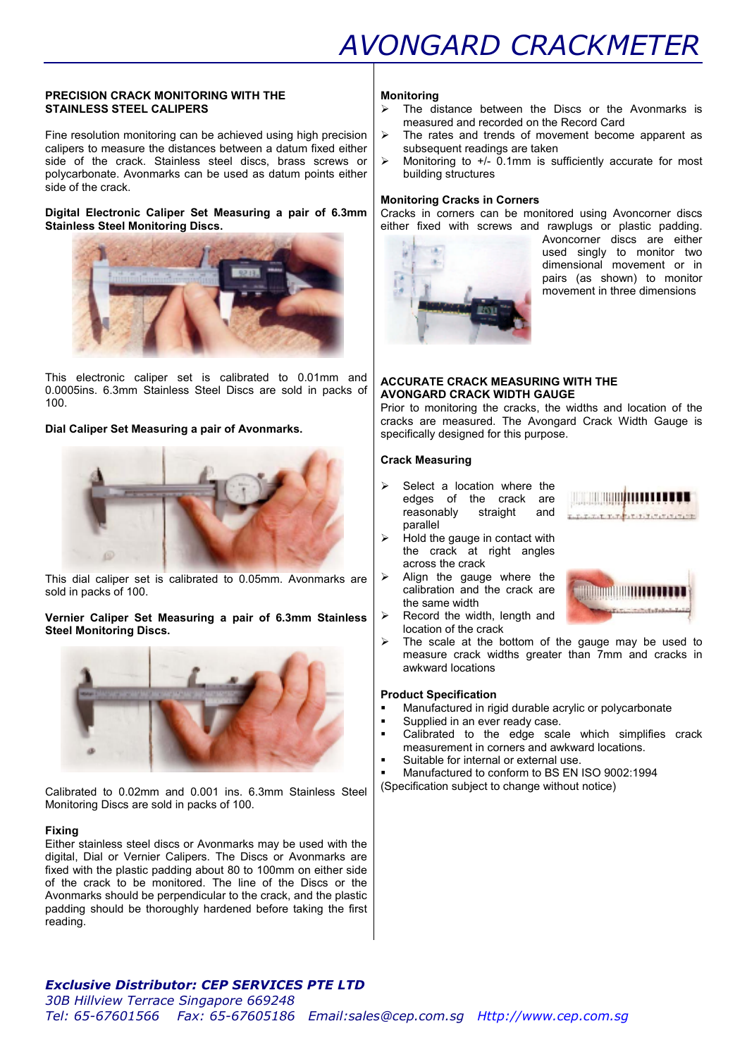# AVONGARD CRACKMETER

## PRECISION CRACK MONITORING WITH THE STAINLESS STEEL CALIPERS

Fine resolution monitoring can be achieved using high precision calipers to measure the distances between a datum fixed either side of the crack. Stainless steel discs, brass screws or polycarbonate. Avonmarks can be used as datum points either side of the crack.

**Digital Electronic Caliper Set Measuring a pair of 6.3mm Stainless Steel Monitoring Discs.**

This electronic caliper set is calibrated to 0.01mm and 0.0005ins. 6.3mm Stainless Steel Discs are sold in packs of 100.

**Dial Caliper Set Measuring a pair of Avonmarks.**

This dial caliper set is calibrated to 0.05mm. Avonmarks are sold in packs of 100.

**Vernier Caliper Set Measuring a pair of 6.3mm Stainless Steel Monitoring Discs.**

Calibrated to 0.02mm and 0.001 ins. 6.3mm Stainless Steel Monitoring Discs are sold in packs of 100.

### Fixing

Either stainless steel discs or Avonmarks may be used with the digital, Dial or Vernier Calipers. The Discs or Avonmarks are fixed with the plastic padding about 80 to 100mm on either side of the crack to be monitored. The line of the Discs or the Avonmarks should be perpendicular to the crack, and the plastic padding should be thoroughly hardened before taking the first reading.

### Monitoring

- The distance between the Discs or the Avonmarks is measured and recorded on the Record Card
- The rates and trends of movement become apparent as subsequent readings are taken
- Monitoring to +/- 0.1mm is sufficiently accurate for most building structures

### Monitoring Cracks in Corners

Cracks in corners can be monitored using Avoncorner discs either fixed with screws and rawplugs or plastic padding. Avoncorner discs are either used singly to monitor two dimensional movement or in pairs (as shown) to monitor movement in three dimensions

## ACCURATE CRACK MEASURING WITH THE AVONGARD CRACK WIDTH GAUGE

Prior to monitoring the cracks, the widths and location of the cracks are measured. The Avongard Crack Width Gauge is specifically designed for this purpose.

### Crack Measuring

- Select a location where the edges of the crack are reasonably straight and parallel
- Hold the gauge in contact with the crack at right angles across the crack
- Align the gauge where the calibration and the crack are the same width
- Record the width, length and location of the crack
- The scale at the bottom of the gauge may be used to measure crack widths greater than 7mm and cracks in awkward locations

### Product Specification

- Manufactured in rigid durable acrylic or polycarbonate
- Supplied in an ever ready case.
- Calibrated to the edge scale which simplifies crack measurement in corners and awkward locations.
- Suitable for internal or external use.
- Manufactured to conform to BS EN ISO 9002:1994

(Specification subject to change without notice)

***Exclusive Distributor: CEP SERVICES PTE LTD***
*30B Hillview Terrace Singapore 669248*
*Tel: 65-67601566 Fax: 65-67605186 Email:sales@cep.com.sg Http://www.cep.com.sg*